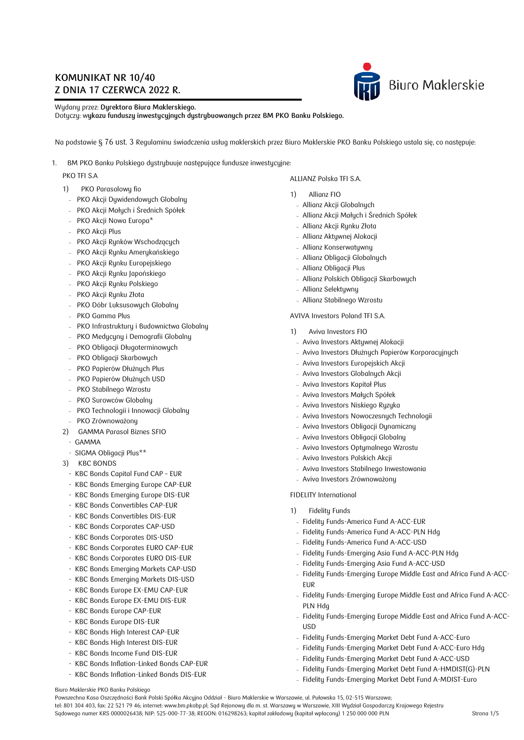# KOMUNIKAT NR 10/40
# Z DNIA 17 CZERWCA 2022 R.

Wydany przez: **Dyrektora Biura Maklerskiego.**
Dotyczy: **wykazu funduszy inwestycyjnych dystrybuowanych przez BM PKO Banku Polskiego.**

Na podstawie § 76 ust. 3 Regulaminu świadczenia usług maklerskich przez Biuro Maklerskie PKO Banku Polskiego ustala się, co następuje:

1. BM PKO Banku Polskiego dystrybuuje następujące fundusze inwestycyjne:

PKO TFI S.A

1) PKO Parasolowy fio
   - PKO Akcji Dywidendowych Globalny
   - PKO Akcji Małych i Średnich Spółek
   - PKO Akcji Nowa Europa*
   - PKO Akcji Plus
   - PKO Akcji Rynków Wschodzących
   - PKO Akcji Rynku Amerykańskiego
   - PKO Akcji Rynku Europejskiego
   - PKO Akcji Rynku Japońskiego
   - PKO Akcji Rynku Polskiego
   - PKO Akcji Rynku Złota
   - PKO Dóbr Luksusowych Globalny
   - PKO Gamma Plus
   - PKO Infrastruktury i Budownictwa Globalny
   - PKO Medycyny i Demografii Globalny
   - PKO Obligacji Długoterminowych
   - PKO Obligacji Skarbowych
   - PKO Papierów Dłużnych Plus
   - PKO Papierów Dłużnych USD
   - PKO Stabilnego Wzrostu
   - PKO Surowców Globalny
   - PKO Technologii i Innowacji Globalny
   - PKO Zrównoważony
2) GAMMA Parasol Biznes SFIO
   - GAMMA
   - SIGMA Obligacji Plus**
3) KBC BONDS
   - KBC Bonds Capital Fund CAP – EUR
   - KBC Bonds Emerging Europe CAP-EUR
   - KBC Bonds Emerging Europe DIS-EUR
   - KBC Bonds Convertibles CAP-EUR
   - KBC Bonds Convertibles DIS-EUR
   - KBC Bonds Corporates CAP-USD
   - KBC Bonds Corporates DIS-USD
   - KBC Bonds Corporates EURO CAP-EUR
   - KBC Bonds Corporates EURO DIS-EUR
   - KBC Bonds Emerging Markets CAP-USD
   - KBC Bonds Emerging Markets DIS-USD
   - KBC Bonds Europe EX-EMU CAP-EUR
   - KBC Bonds Europe EX-EMU DIS-EUR
   - KBC Bonds Europe CAP-EUR
   - KBC Bonds Europe DIS-EUR
   - KBC Bonds High Interest CAP-EUR
   - KBC Bonds High Interest DIS-EUR
   - KBC Bonds Income Fund DIS-EUR
   - KBC Bonds Inflation-Linked Bonds CAP-EUR
   - KBC Bonds Inflation-Linked Bonds DIS-EUR

ALLIANZ Polska TFI S.A.

1) Allianz FIO
   - Allianz Akcji Globalnych
   - Allianz Akcji Małych i Średnich Spółek
   - Allianz Akcji Rynku Złota
   - Allianz Aktywnej Alokacji
   - Allianz Konserwatywny
   - Allianz Obligacji Globalnych
   - Allianz Obligacji Plus
   - Allianz Polskich Obligacji Skarbowych
   - Allianz Selektywny
   - Allianz Stabilnego Wzrostu

AVIVA Investors Poland TFI S.A.

1) Aviva Investors FIO
   - Aviva Investors Aktywnej Alokacji
   - Aviva Investors Dłużnych Papierów Korporacyjnych
   - Aviva Investors Europejskich Akcji
   - Aviva Investors Globalnych Akcji
   - Aviva Investors Kapitał Plus
   - Aviva Investors Małych Spółek
   - Aviva Investors Niskiego Ryzyka
   - Aviva Investors Nowoczesnych Technologii
   - Aviva Investors Obligacji Dynamiczny
   - Aviva Investors Obligacji Globalny
   - Aviva Investors Optymalnego Wzrostu
   - Aviva Investors Polskich Akcji
   - Aviva Investors Stabilnego Inwestowania
   - Aviva Investors Zrównoważony

FIDELITY International

1) Fidelity Funds
   - Fidelity Funds-America Fund A-ACC-EUR
   - Fidelity Funds-America Fund A-ACC-PLN Hdg
   - Fidelity Funds-America Fund A-ACC-USD
   - Fidelity Funds-Emerging Asia Fund A-ACC-PLN Hdg
   - Fidelity Funds-Emerging Asia Fund A-ACC-USD
   - Fidelity Funds-Emerging Europe Middle East and Africa Fund A-ACC-EUR
   - Fidelity Funds-Emerging Europe Middle East and Africa Fund A-ACC-PLN Hdg
   - Fidelity Funds-Emerging Europe Middle East and Africa Fund A-ACC-USD
   - Fidelity Funds-Emerging Market Debt Fund A-ACC-Euro
   - Fidelity Funds-Emerging Market Debt Fund A-ACC-Euro Hdg
   - Fidelity Funds-Emerging Market Debt Fund A-ACC-USD
   - Fidelity Funds-Emerging Market Debt Fund A-HMDIST(G)-PLN
   - Fidelity Funds-Emerging Market Debt Fund A-MDIST-Euro

Biuro Maklerskie PKO Banku Polskiego
Powszechna Kasa Oszczędności Bank Polski Spółka Akcyjna Oddział – Biuro Maklerskie w Warszawie, ul. Puławska 15, 02-515 Warszawa;
tel: 801 304 403, fax: 22 521 79 46; internet: www.bm.pkobp.pl; Sąd Rejonowy dla m. st. Warszawy w Warszawie, XIII Wydział Gospodarczy Krajowego Rejestru Sądowego numer KRS 0000026438; NIP: 525-000-77-38; REGON: 016298263; kapitał zakładowy (kapitał wpłacony) 1 250 000 000 PLN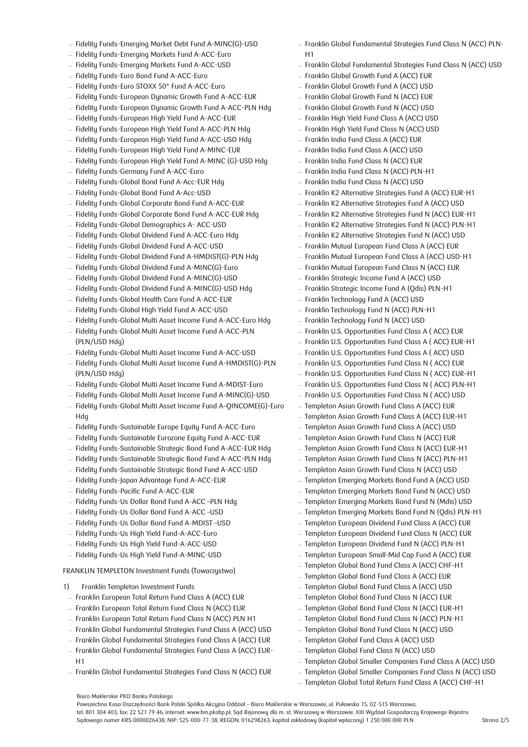- Fidelity Funds-Emerging Market Debt Fund A-MINC(G)-USD
- Fidelity Funds-Emerging Markets Fund A-ACC-Euro
- Fidelity Funds-Emerging Markets Fund A-ACC-USD
- Fidelity Funds-Euro Bond Fund A-ACC-Euro
- Fidelity Funds-Euro STOXX 50® Fund A-ACC-Euro
- Fidelity Funds-European Dynamic Growth Fund A-ACC-EUR
- Fidelity Funds-European Dynamic Growth Fund A-ACC-PLN Hdg
- Fidelity Funds-European High Yield Fund A-ACC-EUR
- Fidelity Funds-European High Yield Fund A-ACC-PLN Hdg
- Fidelity Funds-European High Yield Fund A-ACC-USD Hdg
- Fidelity Funds-European High Yield Fund A-MINC-EUR
- Fidelity Funds-European High Yield Fund A-MINC (G)-USD Hdg
- Fidelity Funds-Germany Fund A-ACC-Euro
- Fidelity Funds-Global Bond Fund A-Acc-EUR Hdg
- Fidelity Funds-Global Bond Fund A-Acc-USD
- Fidelity Funds-Global Corporate Bond Fund A-ACC-EUR
- Fidelity Funds-Global Corporate Bond Fund A-ACC-EUR Hdg
- Fidelity Funds-Global Demographics A- ACC-USD
- Fidelity Funds-Global Dividend Fund A-ACC-Euro Hdg
- Fidelity Funds-Global Dividend Fund A-ACC-USD
- Fidelity Funds-Global Dividend Fund A-HMDIST(G)-PLN Hdg
- Fidelity Funds-Global Dividend Fund A-MINC(G)-Euro
- Fidelity Funds-Global Dividend Fund A-MINC(G)-USD
- Fidelity Funds-Global Dividend Fund A-MINC(G)-USD Hdg
- Fidelity Funds-Global Health Care Fund A-ACC-EUR
- Fidelity Funds-Global High Yield Fund A-ACC-USD
- Fidelity Funds-Global Multi Asset Income Fund A-ACC-Euro Hdg
- Fidelity Funds-Global Multi Asset Income Fund A-ACC-PLN (PLN/USD Hdg)
- Fidelity Funds-Global Multi Asset Income Fund A-ACC-USD
- Fidelity Funds-Global Multi Asset Income Fund A-HMDIST(G)-PLN (PLN/USD Hdg)
- Fidelity Funds-Global Multi Asset Income Fund A-MDIST-Euro
- Fidelity Funds-Global Multi Asset Income Fund A-MINC(G)-USD
- Fidelity Funds-Global Multi Asset Income Fund A–QINCOME(G)-Euro Hdg
- Fidelity Funds-Sustainable Europe Equity Fund A-ACC-Euro
- Fidelity Funds-Sustainable Eurozone Equity Fund A-ACC-EUR
- Fidelity Funds-Sustainable Strategic Bond Fund A-ACC-EUR Hdg
- Fidelity Funds-Sustainable Strategic Bond Fund A-ACC-PLN Hdg
- Fidelity Funds-Sustainable Strategic Bond Fund A-ACC-USD
- Fidelity Funds-Japan Advantage Fund A-ACC-EUR
- Fidelity Funds-Pacific Fund A-ACC-EUR
- Fidelity Funds-Us Dollar Bond Fund A-ACC –PLN Hdg
- Fidelity Funds-Us Dollar Bond Fund A-ACC –USD
- Fidelity Funds-Us Dollar Bond Fund A-MDIST –USD
- Fidelity Funds-Us High Yield Fund-A-ACC-Euro
- Fidelity Funds-Us High Yield Fund-A-ACC-USD
- Fidelity Funds-Us High Yield Fund-A-MINC-USD

FRANKLIN TEMPLETON Investment Funds (Towarzystwo)

1) Franklin Templeton Investment Funds
- Franklin European Total Return Fund Class A (ACC) EUR
- Franklin European Total Return Fund Class N (ACC) EUR
- Franklin European Total Return Fund Class N (ACC) PLN H1
- Franklin Global Fundamental Strategies Fund Class A (ACC) USD
- Franklin Global Fundamental Strategies Fund Class A (ACC) EUR
- Franklin Global Fundamental Strategies Fund Class A (ACC) EUR-H1
- Franklin Global Fundamental Strategies Fund Class N (ACC) EUR
- Franklin Global Fundamental Strategies Fund Class N (ACC) PLN-H1
- Franklin Global Fundamental Strategies Fund Class N (ACC) USD
- Franklin Global Growth Fund A (ACC) EUR
- Franklin Global Growth Fund A (ACC) USD
- Franklin Global Growth Fund N (ACC) EUR
- Franklin Global Growth Fund N (ACC) USD
- Franklin High Yield Fund Class A (ACC) USD
- Franklin High Yield Fund Class N (ACC) USD
- Franklin India Fund Class A (ACC) EUR
- Franklin India Fund Class A (ACC) USD
- Franklin India Fund Class N (ACC) EUR
- Franklin India Fund Class N (ACC) PLN–H1
- Franklin India Fund Class N (ACC) USD
- Franklin K2 Alternative Strategies Fund A (ACC) EUR-H1
- Franklin K2 Alternative Strategies Fund A (ACC) USD
- Franklin K2 Alternative Strategies Fund N (ACC) EUR-H1
- Franklin K2 Alternative Strategies Fund N (ACC) PLN-H1
- Franklin K2 Alternative Strategies Fund N (ACC) USD
- Franklin Mutual European Fund Class A (ACC) EUR
- Franklin Mutual European Fund Class A (ACC) USD-H1
- Franklin Mutual European Fund Class N (ACC) EUR
- Franklin Strategic Income Fund A (ACC) USD
- Franklin Strategic Income Fund A (Qdis) PLN-H1
- Franklin Technology Fund A (ACC) USD
- Franklin Technology Fund N (ACC) PLN-H1
- Franklin Technology Fund N (ACC) USD
- Franklin U.S. Opportunities Fund Class A ( ACC) EUR
- Franklin U.S. Opportunities Fund Class A ( ACC) EUR–H1
- Franklin U.S. Opportunities Fund Class A ( ACC) USD
- Franklin U.S. Opportunities Fund Class N ( ACC) EUR
- Franklin U.S. Opportunities Fund Class N ( ACC) EUR–H1
- Franklin U.S. Opportunities Fund Class N ( ACC) PLN–H1
- Franklin U.S. Opportunities Fund Class N ( ACC) USD
- Templeton Asian Growth Fund Class A (ACC) EUR
- Templeton Asian Growth Fund Class A (ACC) EUR–H1
- Templeton Asian Growth Fund Class A (ACC) USD
- Templeton Asian Growth Fund Class N (ACC) EUR
- Templeton Asian Growth Fund Class N (ACC) EUR–H1
- Templeton Asian Growth Fund Class N (ACC) PLN–H1
- Templeton Asian Growth Fund Class N (ACC) USD
- Templeton Emerging Markets Bond Fund A (ACC) USD
- Templeton Emerging Markets Bond Fund N (ACC) USD
- Templeton Emerging Markets Bond Fund N (Mdis) USD
- Templeton Emerging Markets Bond Fund N (Qdis) PLN-H1
- Templeton European Dividend Fund Class A (ACC) EUR
- Templeton European Dividend Fund Class N (ACC) EUR
- Templeton European Dividend Fund N (ACC) PLN-H1
- Templeton European Small-Mid Cap Fund A (ACC) EUR
- Templeton Global Bond Fund Class A (ACC) CHF–H1
- Templeton Global Bond Fund Class A (ACC) EUR
- Templeton Global Bond Fund Class A (ACC) USD
- Templeton Global Bond Fund Class N (ACC) EUR
- Templeton Global Bond Fund Class N (ACC) EUR–H1
- Templeton Global Bond Fund Class N (ACC) PLN-H1
- Templeton Global Bond Fund Class N (ACC) USD
- Templeton Global Fund Class A (ACC) USD
- Templeton Global Fund Class N (ACC) USD
- Templeton Global Smaller Companies Fund Class A (ACC) USD
- Templeton Global Smaller Companies Fund Class N (ACC) USD
- Templeton Global Total Return Fund Class A (ACC) CHF–H1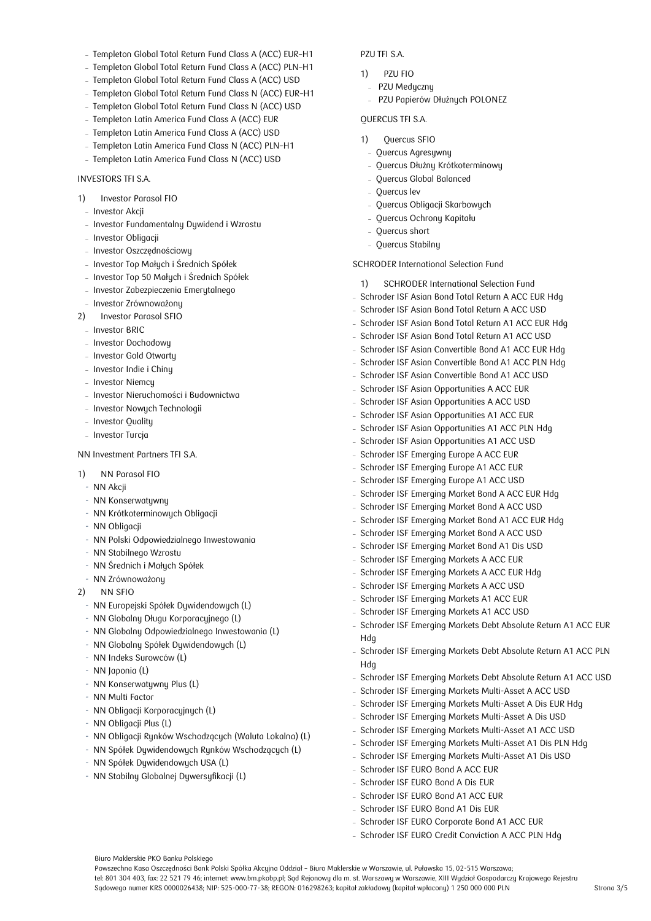- Templeton Global Total Return Fund Class A (ACC) EUR-H1
- Templeton Global Total Return Fund Class A (ACC) PLN-H1
- Templeton Global Total Return Fund Class A (ACC) USD
- Templeton Global Total Return Fund Class N (ACC) EUR-H1
- Templeton Global Total Return Fund Class N (ACC) USD
- Templeton Latin America Fund Class A (ACC) EUR
- Templeton Latin America Fund Class A (ACC) USD
- Templeton Latin America Fund Class N (ACC) PLN-H1
- Templeton Latin America Fund Class N (ACC) USD

INVESTORS TFI S.A.

1) Investor Parasol FIO
   - Investor Akcji
   - Investor Fundamentalny Dywidend i Wzrostu
   - Investor Obligacji
   - Investor Oszczędnościowy
   - Investor Top Małych i Średnich Spółek
   - Investor Top 50 Małych i Średnich Spółek
   - Investor Zabezpieczenia Emerytalnego
   - Investor Zrównoważony
2) Investor Parasol SFIO
   - Investor BRIC
   - Investor Dochodowy
   - Investor Gold Otwarty
   - Investor Indie i Chiny
   - Investor Niemcy
   - Investor Nieruchomości i Budownictwa
   - Investor Nowych Technologii
   - Investor Quality
   - Investor Turcja

NN Investment Partners TFI S.A.

1) NN Parasol FIO
   - NN Akcji
   - NN Konserwatywny
   - NN Krótkoterminowych Obligacji
   - NN Obligacji
   - NN Polski Odpowiedzialnego Inwestowania
   - NN Stabilnego Wzrostu
   - NN Średnich i Małych Spółek
   - NN Zrównoważony
2) NN SFIO
   - NN Europejski Spółek Dywidendowych (L)
   - NN Globalny Długu Korporacyjnego (L)
   - NN Globalny Odpowiedzialnego Inwestowania (L)
   - NN Globalny Spółek Dywidendowych (L)
   - NN Indeks Surowców (L)
   - NN Japonia (L)
   - NN Konserwatywny Plus (L)
   - NN Multi Factor
   - NN Obligacji Korporacyjnych (L)
   - NN Obligacji Plus (L)
   - NN Obligacji Rynków Wschodzących (Waluta Lokalna) (L)
   - NN Spółek Dywidendowych Rynków Wschodzących (L)
   - NN Spółek Dywidendowych USA (L)
   - NN Stabilny Globalnej Dywersyfikacji (L)

PZU TFI S.A.

1) PZU FIO
   - PZU Medyczny
   - PZU Papierów Dłużnych POLONEZ

QUERCUS TFI S.A.

1) Quercus SFIO
   - Quercus Agresywny
   - Quercus Dłużny Krótkoterminowy
   - Quercus Global Balanced
   - Quercus lev
   - Quercus Obligacji Skarbowych
   - Quercus Ochrony Kapitału
   - Quercus short
   - Quercus Stabilny

SCHRODER International Selection Fund

1) SCHRODER International Selection Fund
- Schroder ISF Asian Bond Total Return A ACC EUR Hdg
- Schroder ISF Asian Bond Total Return A ACC USD
- Schroder ISF Asian Bond Total Return A1 ACC EUR Hdg
- Schroder ISF Asian Bond Total Return A1 ACC USD
- Schroder ISF Asian Convertible Bond A1 ACC EUR Hdg
- Schroder ISF Asian Convertible Bond A1 ACC PLN Hdg
- Schroder ISF Asian Convertible Bond A1 ACC USD
- Schroder ISF Asian Opportunities A ACC EUR
- Schroder ISF Asian Opportunities A ACC USD
- Schroder ISF Asian Opportunities A1 ACC EUR
- Schroder ISF Asian Opportunities A1 ACC PLN Hdg
- Schroder ISF Asian Opportunities A1 ACC USD
- Schroder ISF Emerging Europe A ACC EUR
- Schroder ISF Emerging Europe A1 ACC EUR
- Schroder ISF Emerging Europe A1 ACC USD
- Schroder ISF Emerging Market Bond A ACC EUR Hdg
- Schroder ISF Emerging Market Bond A ACC USD
- Schroder ISF Emerging Market Bond A1 ACC EUR Hdg
- Schroder ISF Emerging Market Bond A ACC USD
- Schroder ISF Emerging Market Bond A1 Dis USD
- Schroder ISF Emerging Markets A ACC EUR
- Schroder ISF Emerging Markets A ACC EUR Hdg
- Schroder ISF Emerging Markets A ACC USD
- Schroder ISF Emerging Markets A1 ACC EUR
- Schroder ISF Emerging Markets A1 ACC USD
- Schroder ISF Emerging Markets Debt Absolute Return A1 ACC EUR Hdg
- Schroder ISF Emerging Markets Debt Absolute Return A1 ACC PLN Hdg
- Schroder ISF Emerging Markets Debt Absolute Return A1 ACC USD
- Schroder ISF Emerging Markets Multi-Asset A ACC USD
- Schroder ISF Emerging Markets Multi-Asset A Dis EUR Hdg
- Schroder ISF Emerging Markets Multi-Asset A Dis USD
- Schroder ISF Emerging Markets Multi-Asset A1 ACC USD
- Schroder ISF Emerging Markets Multi-Asset A1 Dis PLN Hdg
- Schroder ISF Emerging Markets Multi-Asset A1 Dis USD
- Schroder ISF EURO Bond A ACC EUR
- Schroder ISF EURO Bond A Dis EUR
- Schroder ISF EURO Bond A1 ACC EUR
- Schroder ISF EURO Bond A1 Dis EUR
- Schroder ISF EURO Corporate Bond A1 ACC EUR
- Schroder ISF EURO Credit Conviction A ACC PLN Hdg

Biuro Maklerskie PKO Banku Polskiego
Powszechna Kasa Oszczędności Bank Polski Spółka Akcyjna Oddział – Biuro Maklerskie w Warszawie, ul. Puławska 15, 02-515 Warszawa;
tel: 801 304 403, fax: 22 521 79 46; internet: www.bm.pkobp.pl; Sąd Rejonowy dla m. st. Warszawy w Warszawie, XIII Wydział Gospodarczy Krajowego Rejestru Sądowego numer KRS 0000026438; NIP: 525-000-77-38; REGON: 016298263; kapitał zakładowy (kapitał wpłacony) 1 250 000 000 PLN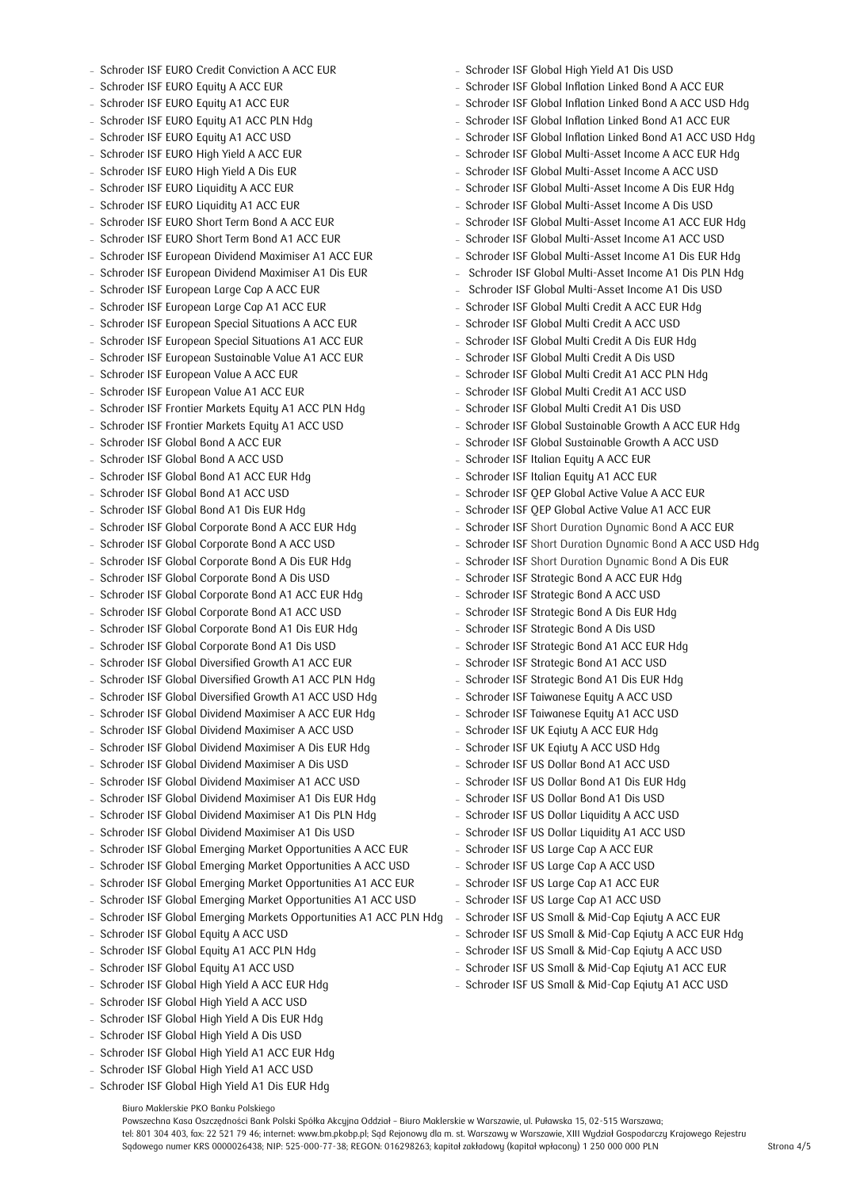- Schroder ISF EURO Credit Conviction A ACC EUR
- Schroder ISF EURO Equity A ACC EUR
- Schroder ISF EURO Equity A1 ACC EUR
- Schroder ISF EURO Equity A1 ACC PLN Hdg
- Schroder ISF EURO Equity A1 ACC USD
- Schroder ISF EURO High Yield A ACC EUR
- Schroder ISF EURO High Yield A Dis EUR
- Schroder ISF EURO Liquidity A ACC EUR
- Schroder ISF EURO Liquidity A1 ACC EUR
- Schroder ISF EURO Short Term Bond A ACC EUR
- Schroder ISF EURO Short Term Bond A1 ACC EUR
- Schroder ISF European Dividend Maximiser A1 ACC EUR
- Schroder ISF European Dividend Maximiser A1 Dis EUR
- Schroder ISF European Large Cap A ACC EUR
- Schroder ISF European Large Cap A1 ACC EUR
- Schroder ISF European Special Situations A ACC EUR
- Schroder ISF European Special Situations A1 ACC EUR
- Schroder ISF European Sustainable Value A1 ACC EUR
- Schroder ISF European Value A ACC EUR
- Schroder ISF European Value A1 ACC EUR
- Schroder ISF Frontier Markets Equity A1 ACC PLN Hdg
- Schroder ISF Frontier Markets Equity A1 ACC USD
- Schroder ISF Global Bond A ACC EUR
- Schroder ISF Global Bond A ACC USD
- Schroder ISF Global Bond A1 ACC EUR Hdg
- Schroder ISF Global Bond A1 ACC USD
- Schroder ISF Global Bond A1 Dis EUR Hdg
- Schroder ISF Global Corporate Bond A ACC EUR Hdg
- Schroder ISF Global Corporate Bond A ACC USD
- Schroder ISF Global Corporate Bond A Dis EUR Hdg
- Schroder ISF Global Corporate Bond A Dis USD
- Schroder ISF Global Corporate Bond A1 ACC EUR Hdg
- Schroder ISF Global Corporate Bond A1 ACC USD
- Schroder ISF Global Corporate Bond A1 Dis EUR Hdg
- Schroder ISF Global Corporate Bond A1 Dis USD
- Schroder ISF Global Diversified Growth A1 ACC EUR
- Schroder ISF Global Diversified Growth A1 ACC PLN Hdg
- Schroder ISF Global Diversified Growth A1 ACC USD Hdg
- Schroder ISF Global Dividend Maximiser A ACC EUR Hdg
- Schroder ISF Global Dividend Maximiser A ACC USD
- Schroder ISF Global Dividend Maximiser A Dis EUR Hdg
- Schroder ISF Global Dividend Maximiser A Dis USD
- Schroder ISF Global Dividend Maximiser A1 ACC USD
- Schroder ISF Global Dividend Maximiser A1 Dis EUR Hdg
- Schroder ISF Global Dividend Maximiser A1 Dis PLN Hdg
- Schroder ISF Global Dividend Maximiser A1 Dis USD
- Schroder ISF Global Emerging Market Opportunities A ACC EUR
- Schroder ISF Global Emerging Market Opportunities A ACC USD
- Schroder ISF Global Emerging Market Opportunities A1 ACC EUR
- Schroder ISF Global Emerging Market Opportunities A1 ACC USD
- Schroder ISF Global Emerging Markets Opportunities A1 ACC PLN Hdg
- Schroder ISF Global Equity A ACC USD
- Schroder ISF Global Equity A1 ACC PLN Hdg
- Schroder ISF Global Equity A1 ACC USD
- Schroder ISF Global High Yield A ACC EUR Hdg
- Schroder ISF Global High Yield A ACC USD
- Schroder ISF Global High Yield A Dis EUR Hdg
- Schroder ISF Global High Yield A Dis USD
- Schroder ISF Global High Yield A1 ACC EUR Hdg
- Schroder ISF Global High Yield A1 ACC USD
- Schroder ISF Global High Yield A1 Dis EUR Hdg
- Schroder ISF Global High Yield A1 Dis USD
- Schroder ISF Global Inflation Linked Bond A ACC EUR
- Schroder ISF Global Inflation Linked Bond A ACC USD Hdg
- Schroder ISF Global Inflation Linked Bond A1 ACC EUR
- Schroder ISF Global Inflation Linked Bond A1 ACC USD Hdg
- Schroder ISF Global Multi-Asset Income A ACC EUR Hdg
- Schroder ISF Global Multi-Asset Income A ACC USD
- Schroder ISF Global Multi-Asset Income A Dis EUR Hdg
- Schroder ISF Global Multi-Asset Income A Dis USD
- Schroder ISF Global Multi-Asset Income A1 ACC EUR Hdg
- Schroder ISF Global Multi-Asset Income A1 ACC USD
- Schroder ISF Global Multi-Asset Income A1 Dis EUR Hdg
- Schroder ISF Global Multi-Asset Income A1 Dis PLN Hdg
- Schroder ISF Global Multi-Asset Income A1 Dis USD
- Schroder ISF Global Multi Credit A ACC EUR Hdg
- Schroder ISF Global Multi Credit A ACC USD
- Schroder ISF Global Multi Credit A Dis EUR Hdg
- Schroder ISF Global Multi Credit A Dis USD
- Schroder ISF Global Multi Credit A1 ACC PLN Hdg
- Schroder ISF Global Multi Credit A1 ACC USD
- Schroder ISF Global Multi Credit A1 Dis USD
- Schroder ISF Global Sustainable Growth A ACC EUR Hdg
- Schroder ISF Global Sustainable Growth A ACC USD
- Schroder ISF Italian Equity A ACC EUR
- Schroder ISF Italian Equity A1 ACC EUR
- Schroder ISF QEP Global Active Value A ACC EUR
- Schroder ISF QEP Global Active Value A1 ACC EUR
- Schroder ISF Short Duration Dynamic Bond A ACC EUR
- Schroder ISF Short Duration Dynamic Bond A ACC USD Hdg
- Schroder ISF Short Duration Dynamic Bond A Dis EUR
- Schroder ISF Strategic Bond A ACC EUR Hdg
- Schroder ISF Strategic Bond A ACC USD
- Schroder ISF Strategic Bond A Dis EUR Hdg
- Schroder ISF Strategic Bond A Dis USD
- Schroder ISF Strategic Bond A1 ACC EUR Hdg
- Schroder ISF Strategic Bond A1 ACC USD
- Schroder ISF Strategic Bond A1 Dis EUR Hdg
- Schroder ISF Taiwanese Equity A ACC USD
- Schroder ISF Taiwanese Equity A1 ACC USD
- Schroder ISF UK Eqiuty A ACC EUR Hdg
- Schroder ISF UK Eqiuty A ACC USD Hdg
- Schroder ISF US Dollar Bond A1 ACC USD
- Schroder ISF US Dollar Bond A1 Dis EUR Hdg
- Schroder ISF US Dollar Bond A1 Dis USD
- Schroder ISF US Dollar Liquidity A ACC USD
- Schroder ISF US Dollar Liquidity A1 ACC USD
- Schroder ISF US Large Cap A ACC EUR
- Schroder ISF US Large Cap A ACC USD
- Schroder ISF US Large Cap A1 ACC EUR
- Schroder ISF US Large Cap A1 ACC USD
- Schroder ISF US Small & Mid-Cap Eqiuty A ACC EUR
- Schroder ISF US Small & Mid-Cap Eqiuty A ACC EUR Hdg
- Schroder ISF US Small & Mid-Cap Eqiuty A ACC USD
- Schroder ISF US Small & Mid-Cap Eqiuty A1 ACC EUR
- Schroder ISF US Small & Mid-Cap Eqiuty A1 ACC USD

Biuro Maklerskie PKO Banku Polskiego
Powszechna Kasa Oszczędności Bank Polski Spółka Akcyjna Oddział – Biuro Maklerskie w Warszawie, ul. Puławska 15, 02-515 Warszawa;
tel: 801 304 403, fax: 22 521 79 46; internet: www.bm.pkobp.pl; Sąd Rejonowy dla m. st. Warszawy w Warszawie, XIII Wydział Gospodarczy Krajowego Rejestru Sądowego numer KRS 0000026438; NIP: 525-000-77-38; REGON: 016298263; kapitał zakładowy (kapitał wpłacony) 1 250 000 000 PLN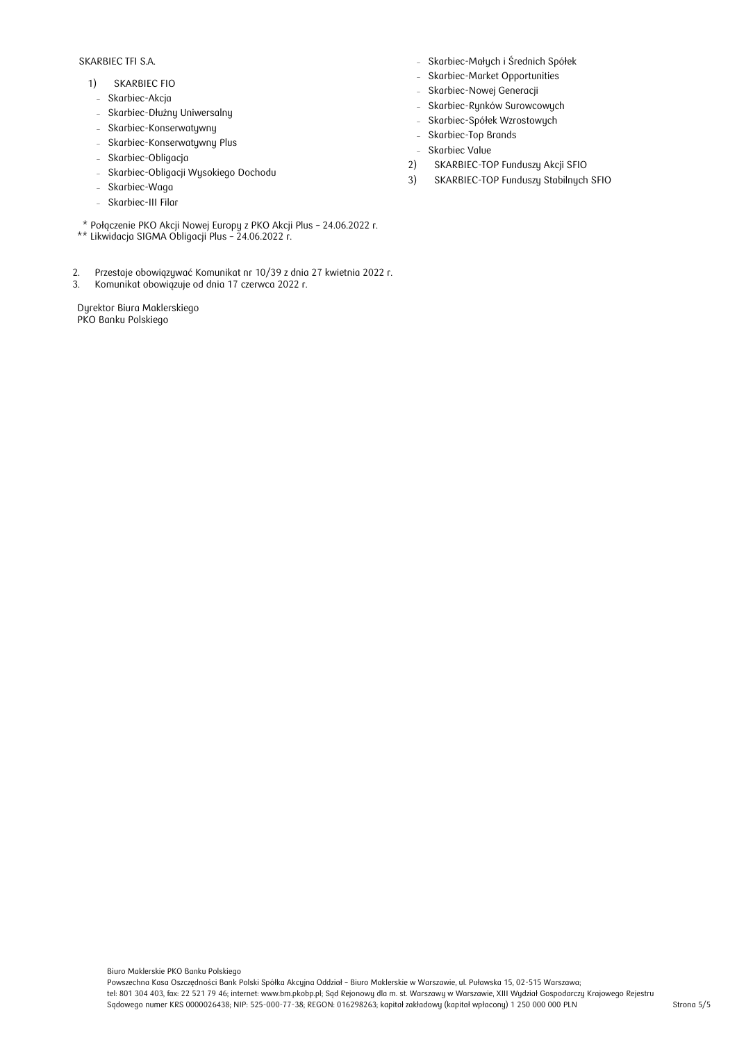SKARBIEC TFI S.A.

1) SKARBIEC FIO
   - Skarbiec-Akcja
   - Skarbiec-Dłużny Uniwersalny
   - Skarbiec-Konserwatywny
   - Skarbiec-Konserwatywny Plus
   - Skarbiec-Obligacja
   - Skarbiec-Obligacji Wysokiego Dochodu
   - Skarbiec-Waga
   - Skarbiec-III Filar
   - Skarbiec-Małych i Średnich Spółek
   - Skarbiec-Market Opportunities
   - Skarbiec-Nowej Generacji
   - Skarbiec-Rynków Surowcowych
   - Skarbiec-Spółek Wzrostowych
   - Skarbiec-Top Brands
   - Skarbiec Value
2) SKARBIEC-TOP Funduszy Akcji SFIO
3) SKARBIEC-TOP Funduszy Stabilnych SFIO

\* Połączenie PKO Akcji Nowej Europy z PKO Akcji Plus – 24.06.2022 r.
\*\* Likwidacja SIGMA Obligacji Plus – 24.06.2022 r.

2. Przestaje obowiązywać Komunikat nr 10/39 z dnia 27 kwietnia 2022 r.
3. Komunikat obowiązuje od dnia 17 czerwca 2022 r.

Dyrektor Biura Maklerskiego
PKO Banku Polskiego

Biuro Maklerskie PKO Banku Polskiego
Powszechna Kasa Oszczędności Bank Polski Spółka Akcyjna Oddział – Biuro Maklerskie w Warszawie, ul. Puławska 15, 02-515 Warszawa;
tel: 801 304 403, fax: 22 521 79 46; internet: www.bm.pkobp.pl; Sąd Rejonowy dla m. st. Warszawy w Warszawie, XIII Wydział Gospodarczy Krajowego Rejestru Sądowego numer KRS 0000026438; NIP: 525-000-77-38; REGON: 016298263; kapitał zakładowy (kapitał wpłacony) 1 250 000 000 PLN